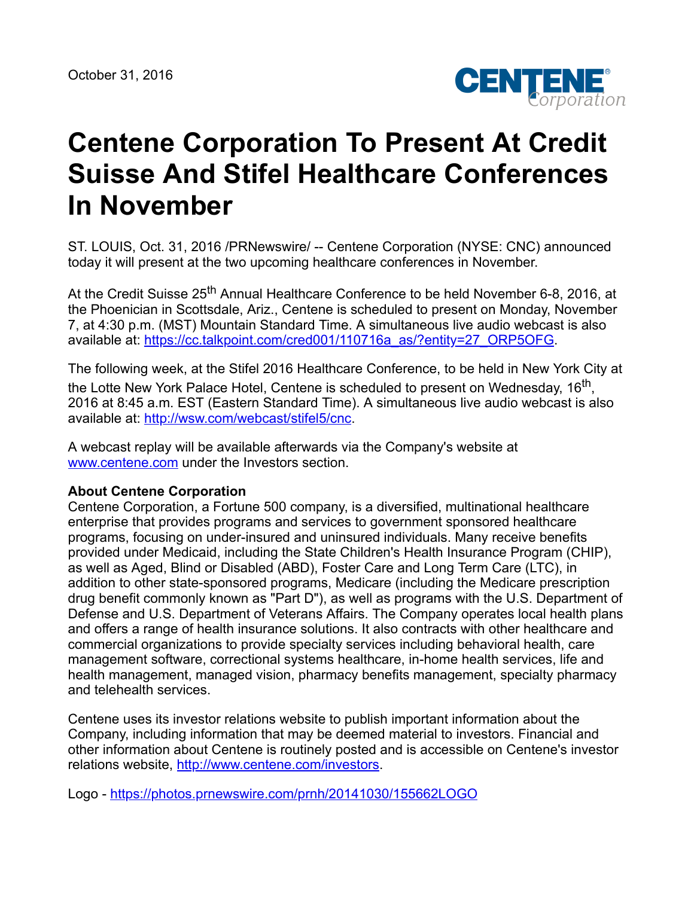October 31, 2016

# Centene Corporation To Present At Credit Suisse And Stifel Healthcare Conferences In November

ST. LOUIS, Oct. 31, 2016 /PRNewswire/ -- Centene Corporation (NYSE: CNC) announced today it will present at the two upcoming healthcare conferences in November.

At the Credit Suisse 25th Annual Healthcare Conference to be held November 6-8, 2016, at the Phoenician in Scottsdale, Ariz., Centene is scheduled to present on Monday, November 7, at 4:30 p.m. (MST) Mountain Standard Time. A simultaneous live audio webcast is also available at: https://cc.talkpoint.com/cred001/110716a_as/?entity=27_ORP5OFG.

The following week, at the Stifel 2016 Healthcare Conference, to be held in New York City at the Lotte New York Palace Hotel, Centene is scheduled to present on Wednesday, 16th, 2016 at 8:45 a.m. EST (Eastern Standard Time). A simultaneous live audio webcast is also available at: http://wsw.com/webcast/stifel5/cnc.

A webcast replay will be available afterwards via the Company's website at www.centene.com under the Investors section.

**About Centene Corporation**
Centene Corporation, a Fortune 500 company, is a diversified, multinational healthcare enterprise that provides programs and services to government sponsored healthcare programs, focusing on under-insured and uninsured individuals. Many receive benefits provided under Medicaid, including the State Children's Health Insurance Program (CHIP), as well as Aged, Blind or Disabled (ABD), Foster Care and Long Term Care (LTC), in addition to other state-sponsored programs, Medicare (including the Medicare prescription drug benefit commonly known as "Part D"), as well as programs with the U.S. Department of Defense and U.S. Department of Veterans Affairs. The Company operates local health plans and offers a range of health insurance solutions. It also contracts with other healthcare and commercial organizations to provide specialty services including behavioral health, care management software, correctional systems healthcare, in-home health services, life and health management, managed vision, pharmacy benefits management, specialty pharmacy and telehealth services.

Centene uses its investor relations website to publish important information about the Company, including information that may be deemed material to investors. Financial and other information about Centene is routinely posted and is accessible on Centene's investor relations website, http://www.centene.com/investors.

Logo - https://photos.prnewswire.com/prnh/20141030/155662LOGO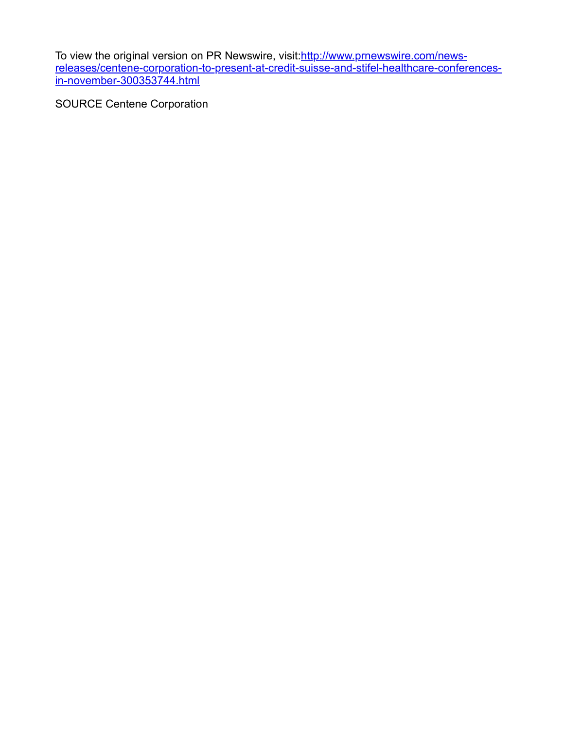To view the original version on PR Newswire, visit:[http://www.prnewswire.com/news-releases/centene-corporation-to-present-at-credit-suisse-and-stifel-healthcare-conferences-in-november-300353744.html](http://www.prnewswire.com/news-releases/centene-corporation-to-present-at-credit-suisse-and-stifel-healthcare-conferences-in-november-300353744.html)

SOURCE Centene Corporation